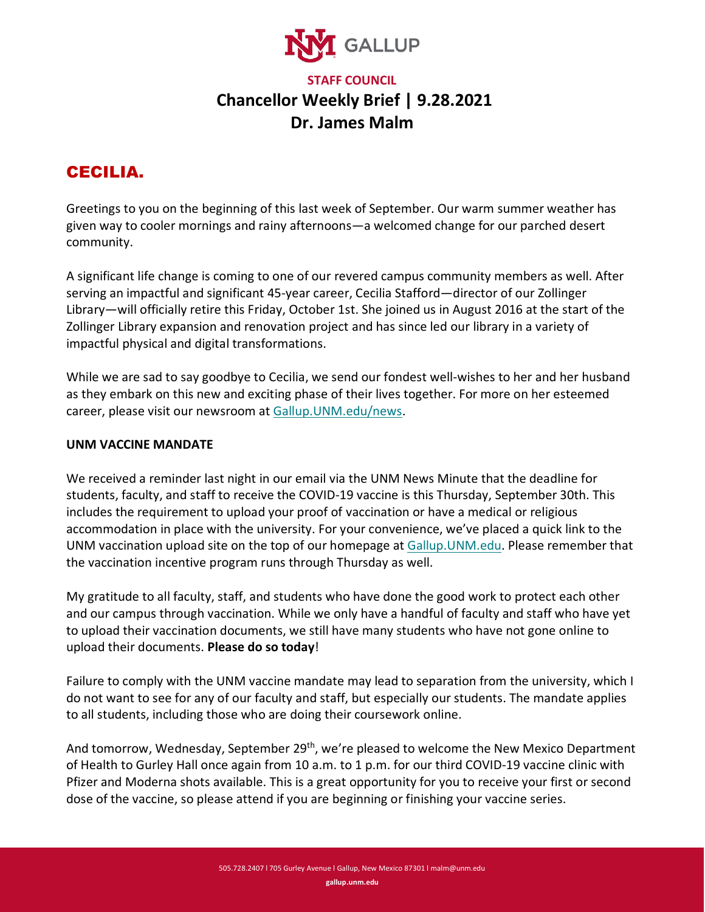**STAFF COUNCIL**

# Chancellor Weekly Brief | 9.28.2021
# Dr. James Malm

## CECILIA.

Greetings to you on the beginning of this last week of September. Our warm summer weather has given way to cooler mornings and rainy afternoons—a welcomed change for our parched desert community.

A significant life change is coming to one of our revered campus community members as well. After serving an impactful and significant 45-year career, Cecilia Stafford—director of our Zollinger Library—will officially retire this Friday, October 1st. She joined us in August 2016 at the start of the Zollinger Library expansion and renovation project and has since led our library in a variety of impactful physical and digital transformations.

While we are sad to say goodbye to Cecilia, we send our fondest well-wishes to her and her husband as they embark on this new and exciting phase of their lives together. For more on her esteemed career, please visit our newsroom at Gallup.UNM.edu/news.

**UNM VACCINE MANDATE**

We received a reminder last night in our email via the UNM News Minute that the deadline for students, faculty, and staff to receive the COVID-19 vaccine is this Thursday, September 30th. This includes the requirement to upload your proof of vaccination or have a medical or religious accommodation in place with the university. For your convenience, we've placed a quick link to the UNM vaccination upload site on the top of our homepage at Gallup.UNM.edu. Please remember that the vaccination incentive program runs through Thursday as well.

My gratitude to all faculty, staff, and students who have done the good work to protect each other and our campus through vaccination. While we only have a handful of faculty and staff who have yet to upload their vaccination documents, we still have many students who have not gone online to upload their documents. **Please do so today**!

Failure to comply with the UNM vaccine mandate may lead to separation from the university, which I do not want to see for any of our faculty and staff, but especially our students. The mandate applies to all students, including those who are doing their coursework online.

And tomorrow, Wednesday, September 29th, we're pleased to welcome the New Mexico Department of Health to Gurley Hall once again from 10 a.m. to 1 p.m. for our third COVID-19 vaccine clinic with Pfizer and Moderna shots available. This is a great opportunity for you to receive your first or second dose of the vaccine, so please attend if you are beginning or finishing your vaccine series.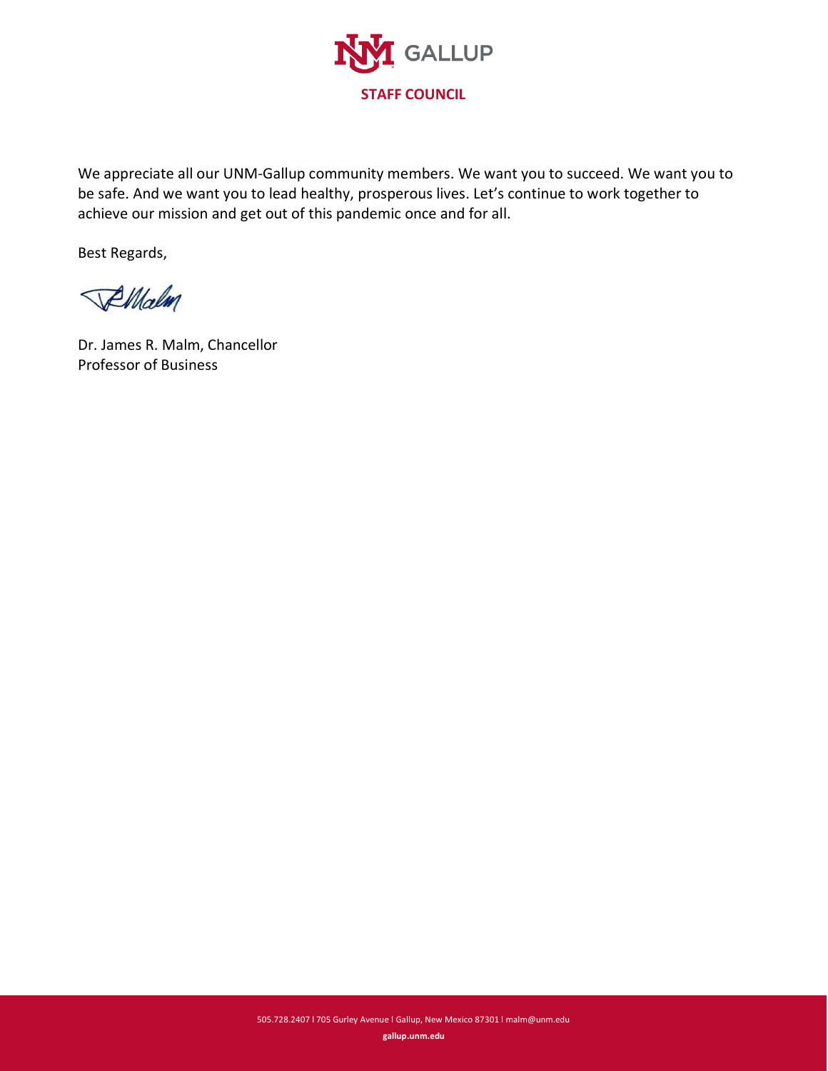GALLUP

STAFF COUNCIL

We appreciate all our UNM-Gallup community members. We want you to succeed. We want you to be safe. And we want you to lead healthy, prosperous lives. Let's continue to work together to achieve our mission and get out of this pandemic once and for all.

Best Regards,

Dr. James R. Malm, Chancellor
Professor of Business

505.728.2407 | 705 Gurley Avenue | Gallup, New Mexico 87301 | malm@unm.edu

gallup.unm.edu